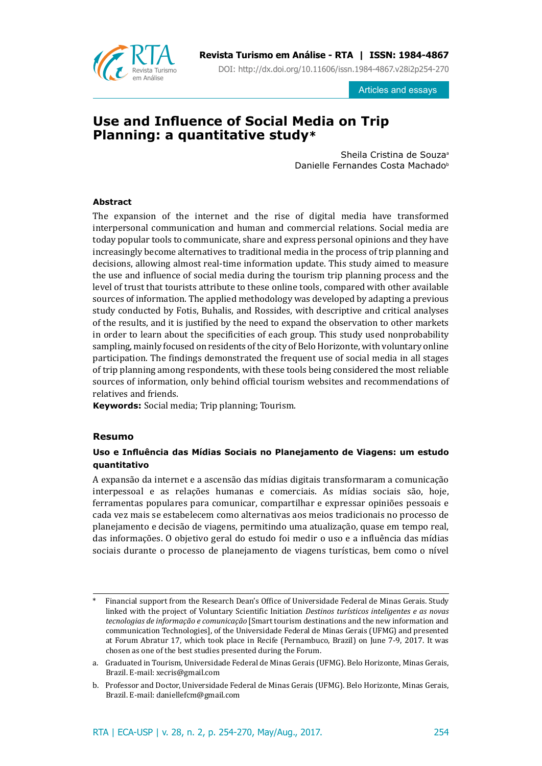Revista Turismo em Análise - RTA | ISSN: 1984-4867

DOI: http://dx.doi.org/10.11606/issn.1984-4867.v28i2p254-270

Articles and essays

# Use and Influence of Social Media on Trip Planning: a quantitative study*

Sheila Cristina de Souza[a]
Danielle Fernandes Costa Machado[b]

### Abstract

The expansion of the internet and the rise of digital media have transformed interpersonal communication and human and commercial relations. Social media are today popular tools to communicate, share and express personal opinions and they have increasingly become alternatives to traditional media in the process of trip planning and decisions, allowing almost real-time information update. This study aimed to measure the use and influence of social media during the tourism trip planning process and the level of trust that tourists attribute to these online tools, compared with other available sources of information. The applied methodology was developed by adapting a previous study conducted by Fotis, Buhalis, and Rossides, with descriptive and critical analyses of the results, and it is justified by the need to expand the observation to other markets in order to learn about the specificities of each group. This study used nonprobability sampling, mainly focused on residents of the city of Belo Horizonte, with voluntary online participation. The findings demonstrated the frequent use of social media in all stages of trip planning among respondents, with these tools being considered the most reliable sources of information, only behind official tourism websites and recommendations of relatives and friends.

**Keywords:** Social media; Trip planning; Tourism.

### Resumo

**Uso e Influência das Mídias Sociais no Planejamento de Viagens: um estudo quantitativo**

A expansão da internet e a ascensão das mídias digitais transformaram a comunicação interpessoal e as relações humanas e comerciais. As mídias sociais são, hoje, ferramentas populares para comunicar, compartilhar e expressar opiniões pessoais e cada vez mais se estabelecem como alternativas aos meios tradicionais no processo de planejamento e decisão de viagens, permitindo uma atualização, quase em tempo real, das informações. O objetivo geral do estudo foi medir o uso e a influência das mídias sociais durante o processo de planejamento de viagens turísticas, bem como o nível

---

\* Financial support from the Research Dean's Office of Universidade Federal de Minas Gerais. Study linked with the project of Voluntary Scientific Initiation *Destinos turísticos inteligentes e as novas tecnologias de informação e comunicação* [Smart tourism destinations and the new information and communication Technologies], of the Universidade Federal de Minas Gerais (UFMG) and presented at Forum Abratur 17, which took place in Recife (Pernambuco, Brazil) on June 7-9, 2017. It was chosen as one of the best studies presented during the Forum.

a. Graduated in Tourism, Universidade Federal de Minas Gerais (UFMG). Belo Horizonte, Minas Gerais, Brazil. E-mail: xecris@gmail.com

b. Professor and Doctor, Universidade Federal de Minas Gerais (UFMG). Belo Horizonte, Minas Gerais, Brazil. E-mail: daniellefcm@gmail.com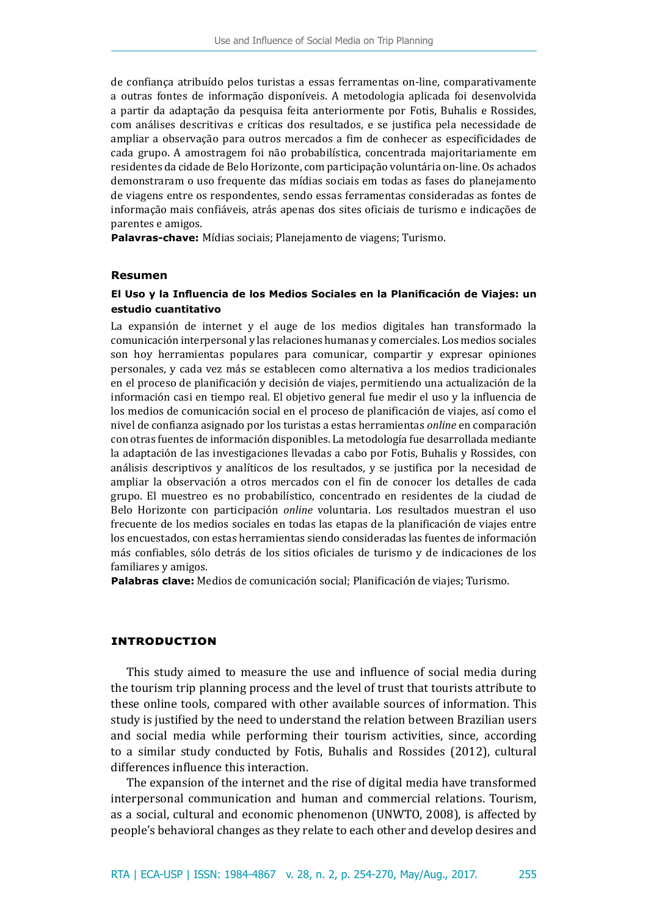de confiança atribuído pelos turistas a essas ferramentas on-line, comparativamente a outras fontes de informação disponíveis. A metodologia aplicada foi desenvolvida a partir da adaptação da pesquisa feita anteriormente por Fotis, Buhalis e Rossides, com análises descritivas e críticas dos resultados, e se justifica pela necessidade de ampliar a observação para outros mercados a fim de conhecer as especificidades de cada grupo. A amostragem foi não probabilística, concentrada majoritariamente em residentes da cidade de Belo Horizonte, com participação voluntária on-line. Os achados demonstraram o uso frequente das mídias sociais em todas as fases do planejamento de viagens entre os respondentes, sendo essas ferramentas consideradas as fontes de informação mais confiáveis, atrás apenas dos sites oficiais de turismo e indicações de parentes e amigos.

**Palavras-chave:** Mídias sociais; Planejamento de viagens; Turismo.

## Resumen

### El Uso y la Influencia de los Medios Sociales en la Planificación de Viajes: un estudio cuantitativo

La expansión de internet y el auge de los medios digitales han transformado la comunicación interpersonal y las relaciones humanas y comerciales. Los medios sociales son hoy herramientas populares para comunicar, compartir y expresar opiniones personales, y cada vez más se establecen como alternativa a los medios tradicionales en el proceso de planificación y decisión de viajes, permitiendo una actualización de la información casi en tiempo real. El objetivo general fue medir el uso y la influencia de los medios de comunicación social en el proceso de planificación de viajes, así como el nivel de confianza asignado por los turistas a estas herramientas *online* en comparación con otras fuentes de información disponibles. La metodología fue desarrollada mediante la adaptación de las investigaciones llevadas a cabo por Fotis, Buhalis y Rossides, con análisis descriptivos y analíticos de los resultados, y se justifica por la necesidad de ampliar la observación a otros mercados con el fin de conocer los detalles de cada grupo. El muestreo es no probabilístico, concentrado en residentes de la ciudad de Belo Horizonte con participación *online* voluntaria. Los resultados muestran el uso frecuente de los medios sociales en todas las etapas de la planificación de viajes entre los encuestados, con estas herramientas siendo consideradas las fuentes de información más confiables, sólo detrás de los sitios oficiales de turismo y de indicaciones de los familiares y amigos.

**Palabras clave:** Medios de comunicación social; Planificación de viajes; Turismo.

## INTRODUCTION

This study aimed to measure the use and influence of social media during the tourism trip planning process and the level of trust that tourists attribute to these online tools, compared with other available sources of information. This study is justified by the need to understand the relation between Brazilian users and social media while performing their tourism activities, since, according to a similar study conducted by Fotis, Buhalis and Rossides (2012), cultural differences influence this interaction.

The expansion of the internet and the rise of digital media have transformed interpersonal communication and human and commercial relations. Tourism, as a social, cultural and economic phenomenon (UNWTO, 2008), is affected by people's behavioral changes as they relate to each other and develop desires and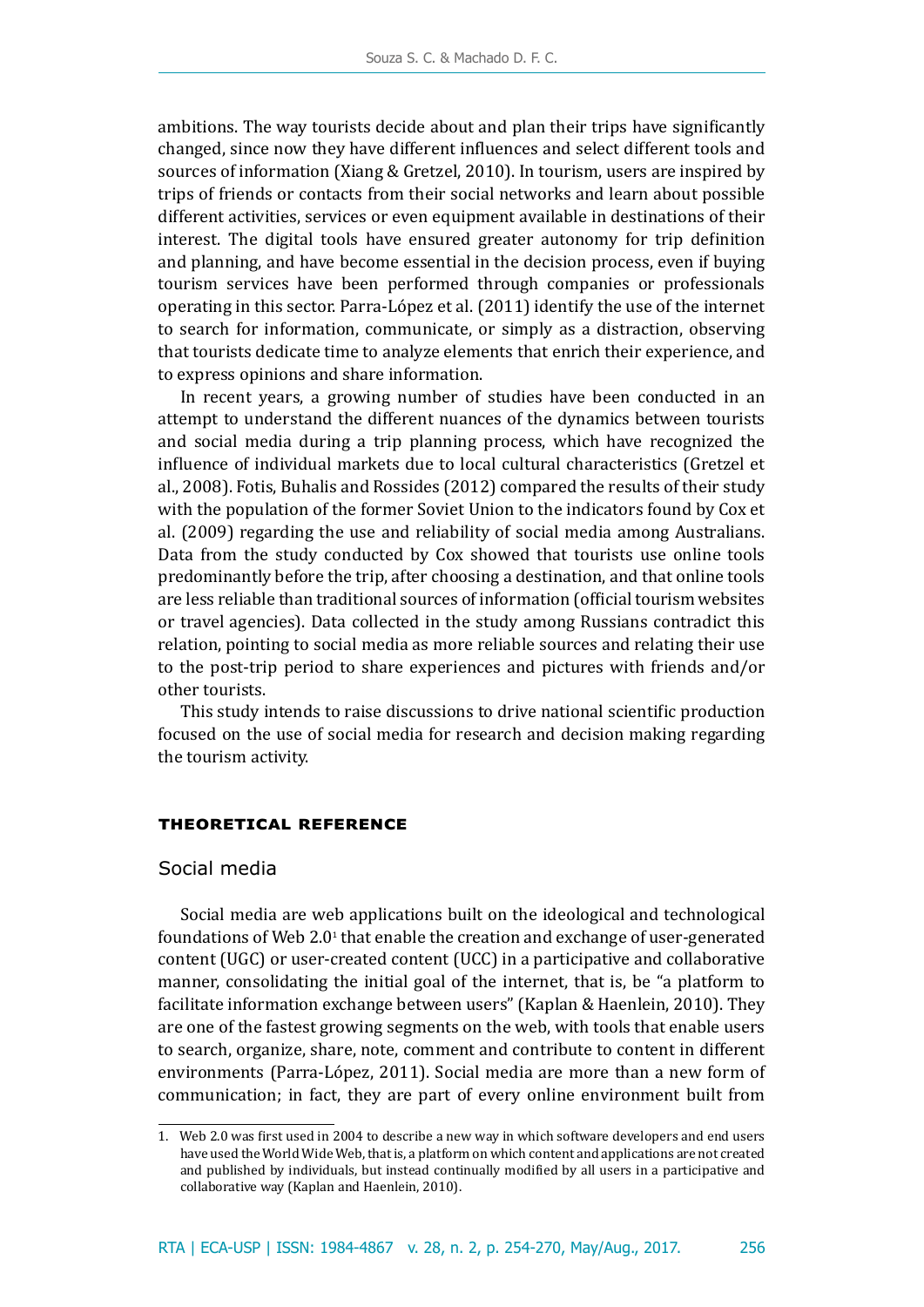ambitions. The way tourists decide about and plan their trips have significantly changed, since now they have different influences and select different tools and sources of information (Xiang & Gretzel, 2010). In tourism, users are inspired by trips of friends or contacts from their social networks and learn about possible different activities, services or even equipment available in destinations of their interest. The digital tools have ensured greater autonomy for trip definition and planning, and have become essential in the decision process, even if buying tourism services have been performed through companies or professionals operating in this sector. Parra-López et al. (2011) identify the use of the internet to search for information, communicate, or simply as a distraction, observing that tourists dedicate time to analyze elements that enrich their experience, and to express opinions and share information.

In recent years, a growing number of studies have been conducted in an attempt to understand the different nuances of the dynamics between tourists and social media during a trip planning process, which have recognized the influence of individual markets due to local cultural characteristics (Gretzel et al., 2008). Fotis, Buhalis and Rossides (2012) compared the results of their study with the population of the former Soviet Union to the indicators found by Cox et al. (2009) regarding the use and reliability of social media among Australians. Data from the study conducted by Cox showed that tourists use online tools predominantly before the trip, after choosing a destination, and that online tools are less reliable than traditional sources of information (official tourism websites or travel agencies). Data collected in the study among Russians contradict this relation, pointing to social media as more reliable sources and relating their use to the post-trip period to share experiences and pictures with friends and/or other tourists.

This study intends to raise discussions to drive national scientific production focused on the use of social media for research and decision making regarding the tourism activity.

## THEORETICAL REFERENCE

### Social media

Social media are web applications built on the ideological and technological foundations of Web 2.0[1] that enable the creation and exchange of user-generated content (UGC) or user-created content (UCC) in a participative and collaborative manner, consolidating the initial goal of the internet, that is, be "a platform to facilitate information exchange between users" (Kaplan & Haenlein, 2010). They are one of the fastest growing segments on the web, with tools that enable users to search, organize, share, note, comment and contribute to content in different environments (Parra-López, 2011). Social media are more than a new form of communication; in fact, they are part of every online environment built from

1. Web 2.0 was first used in 2004 to describe a new way in which software developers and end users have used the World Wide Web, that is, a platform on which content and applications are not created and published by individuals, but instead continually modified by all users in a participative and collaborative way (Kaplan and Haenlein, 2010).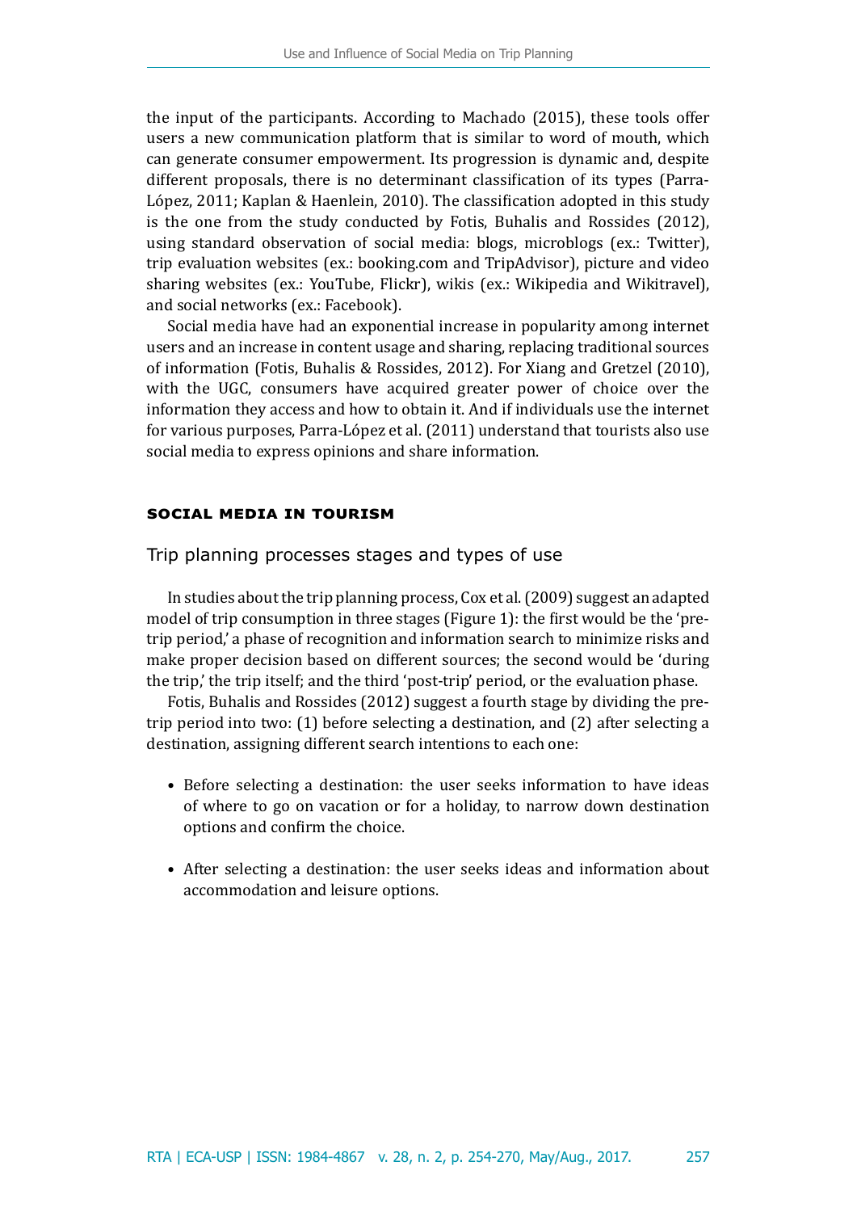the input of the participants. According to Machado (2015), these tools offer users a new communication platform that is similar to word of mouth, which can generate consumer empowerment. Its progression is dynamic and, despite different proposals, there is no determinant classification of its types (Parra-López, 2011; Kaplan & Haenlein, 2010). The classification adopted in this study is the one from the study conducted by Fotis, Buhalis and Rossides (2012), using standard observation of social media: blogs, microblogs (ex.: Twitter), trip evaluation websites (ex.: booking.com and TripAdvisor), picture and video sharing websites (ex.: YouTube, Flickr), wikis (ex.: Wikipedia and Wikitravel), and social networks (ex.: Facebook).

Social media have had an exponential increase in popularity among internet users and an increase in content usage and sharing, replacing traditional sources of information (Fotis, Buhalis & Rossides, 2012). For Xiang and Gretzel (2010), with the UGC, consumers have acquired greater power of choice over the information they access and how to obtain it. And if individuals use the internet for various purposes, Parra-López et al. (2011) understand that tourists also use social media to express opinions and share information.

## SOCIAL MEDIA IN TOURISM

### Trip planning processes stages and types of use

In studies about the trip planning process, Cox et al. (2009) suggest an adapted model of trip consumption in three stages (Figure 1): the first would be the 'pre-trip period,' a phase of recognition and information search to minimize risks and make proper decision based on different sources; the second would be 'during the trip,' the trip itself; and the third 'post-trip' period, or the evaluation phase.

Fotis, Buhalis and Rossides (2012) suggest a fourth stage by dividing the pre-trip period into two: (1) before selecting a destination, and (2) after selecting a destination, assigning different search intentions to each one:

- Before selecting a destination: the user seeks information to have ideas of where to go on vacation or for a holiday, to narrow down destination options and confirm the choice.

- After selecting a destination: the user seeks ideas and information about accommodation and leisure options.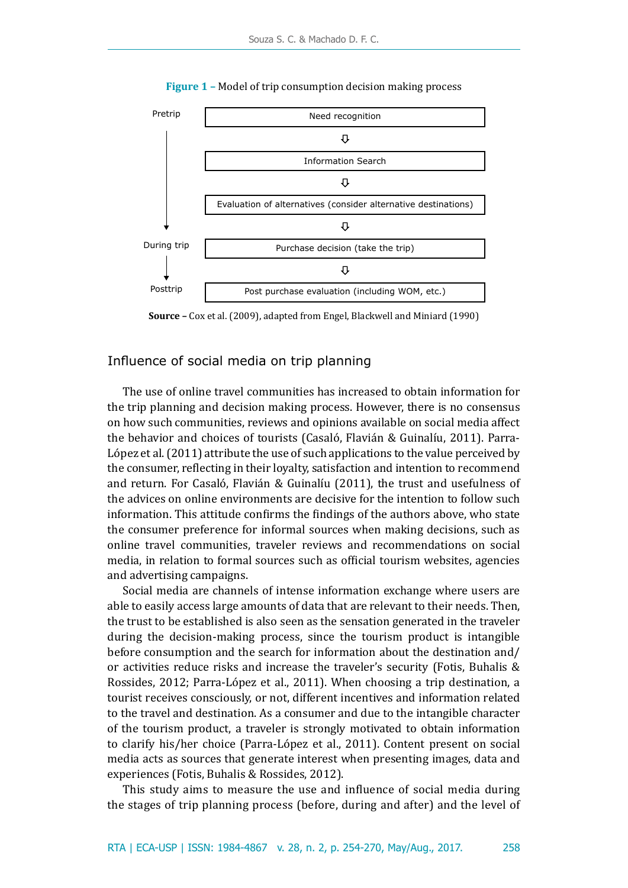**Figure 1 –** Model of trip consumption decision making process

| Stage | Process |
|---|---|
| Pretrip | Need recognition |
| | ⇩ |
| | Information Search |
| | ⇩ |
| | Evaluation of alternatives (consider alternative destinations) |
| | ⇩ |
| During trip | Purchase decision (take the trip) |
| | ⇩ |
| Posttrip | Post purchase evaluation (including WOM, etc.) |

**Source –** Cox et al. (2009), adapted from Engel, Blackwell and Miniard (1990)

## Influence of social media on trip planning

The use of online travel communities has increased to obtain information for the trip planning and decision making process. However, there is no consensus on how such communities, reviews and opinions available on social media affect the behavior and choices of tourists (Casaló, Flavián & Guinalíu, 2011). Parra-López et al. (2011) attribute the use of such applications to the value perceived by the consumer, reflecting in their loyalty, satisfaction and intention to recommend and return. For Casaló, Flavián & Guinalíu (2011), the trust and usefulness of the advices on online environments are decisive for the intention to follow such information. This attitude confirms the findings of the authors above, who state the consumer preference for informal sources when making decisions, such as online travel communities, traveler reviews and recommendations on social media, in relation to formal sources such as official tourism websites, agencies and advertising campaigns.

Social media are channels of intense information exchange where users are able to easily access large amounts of data that are relevant to their needs. Then, the trust to be established is also seen as the sensation generated in the traveler during the decision-making process, since the tourism product is intangible before consumption and the search for information about the destination and/or activities reduce risks and increase the traveler's security (Fotis, Buhalis & Rossides, 2012; Parra-López et al., 2011). When choosing a trip destination, a tourist receives consciously, or not, different incentives and information related to the travel and destination. As a consumer and due to the intangible character of the tourism product, a traveler is strongly motivated to obtain information to clarify his/her choice (Parra-López et al., 2011). Content present on social media acts as sources that generate interest when presenting images, data and experiences (Fotis, Buhalis & Rossides, 2012).

This study aims to measure the use and influence of social media during the stages of trip planning process (before, during and after) and the level of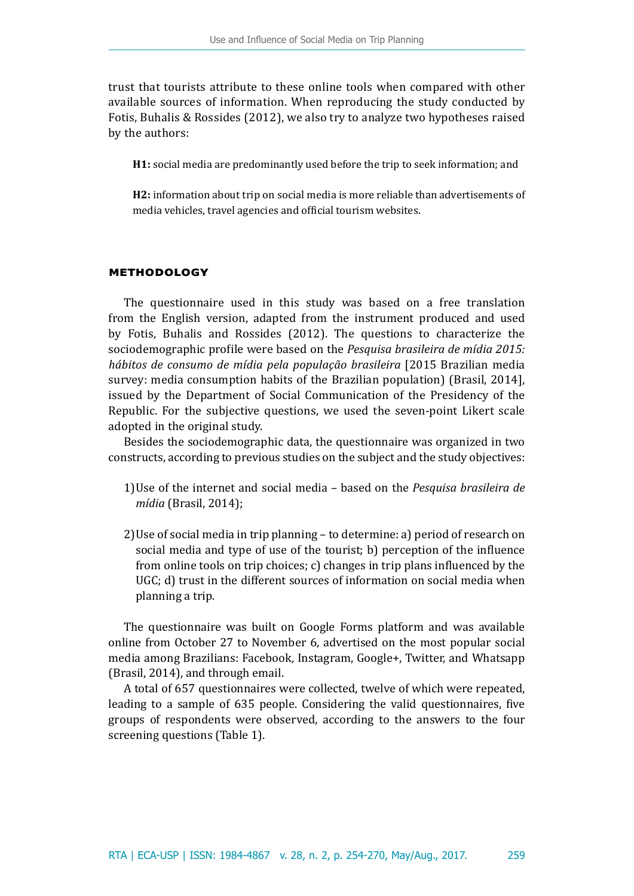trust that tourists attribute to these online tools when compared with other available sources of information. When reproducing the study conducted by Fotis, Buhalis & Rossides (2012), we also try to analyze two hypotheses raised by the authors:

> **H1:** social media are predominantly used before the trip to seek information; and
>
> **H2:** information about trip on social media is more reliable than advertisements of media vehicles, travel agencies and official tourism websites.

## METHODOLOGY

The questionnaire used in this study was based on a free translation from the English version, adapted from the instrument produced and used by Fotis, Buhalis and Rossides (2012). The questions to characterize the sociodemographic profile were based on the *Pesquisa brasileira de mídia 2015: hábitos de consumo de mídia pela população brasileira* [2015 Brazilian media survey: media consumption habits of the Brazilian population) (Brasil, 2014], issued by the Department of Social Communication of the Presidency of the Republic. For the subjective questions, we used the seven-point Likert scale adopted in the original study.

Besides the sociodemographic data, the questionnaire was organized in two constructs, according to previous studies on the subject and the study objectives:

1) Use of the internet and social media – based on the *Pesquisa brasileira de mídia* (Brasil, 2014);

2) Use of social media in trip planning – to determine: a) period of research on social media and type of use of the tourist; b) perception of the influence from online tools on trip choices; c) changes in trip plans influenced by the UGC; d) trust in the different sources of information on social media when planning a trip.

The questionnaire was built on Google Forms platform and was available online from October 27 to November 6, advertised on the most popular social media among Brazilians: Facebook, Instagram, Google+, Twitter, and Whatsapp (Brasil, 2014), and through email.

A total of 657 questionnaires were collected, twelve of which were repeated, leading to a sample of 635 people. Considering the valid questionnaires, five groups of respondents were observed, according to the answers to the four screening questions (Table 1).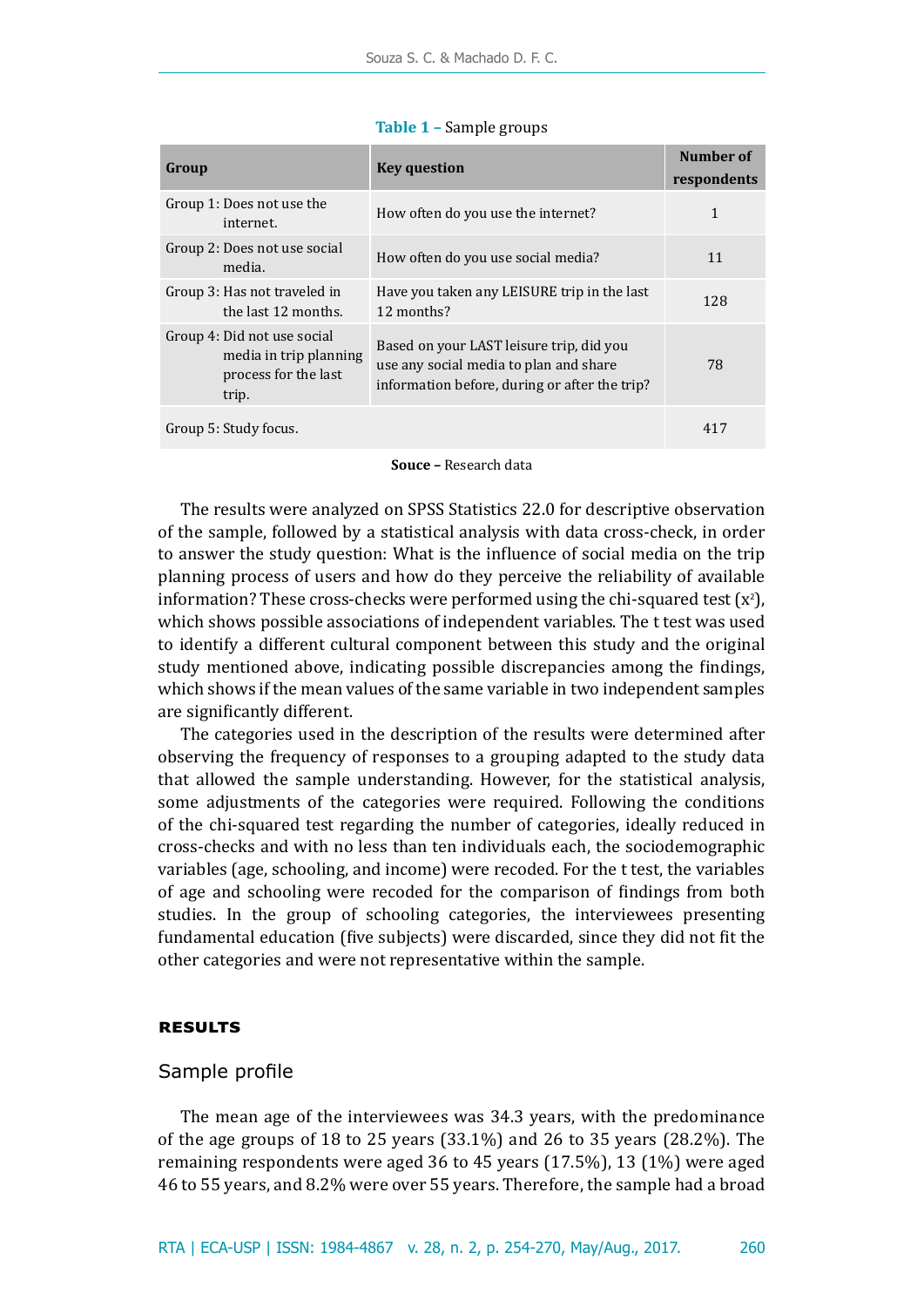**Table 1 –** Sample groups

| Group | Key question | Number of respondents |
|---|---|---|
| Group 1: Does not use the internet. | How often do you use the internet? | 1 |
| Group 2: Does not use social media. | How often do you use social media? | 11 |
| Group 3: Has not traveled in the last 12 months. | Have you taken any LEISURE trip in the last 12 months? | 128 |
| Group 4: Did not use social media in trip planning process for the last trip. | Based on your LAST leisure trip, did you use any social media to plan and share information before, during or after the trip? | 78 |
| Group 5: Study focus. | | 417 |

**Souce –** Research data

The results were analyzed on SPSS Statistics 22.0 for descriptive observation of the sample, followed by a statistical analysis with data cross-check, in order to answer the study question: What is the influence of social media on the trip planning process of users and how do they perceive the reliability of available information? These cross-checks were performed using the chi-squared test ($x^2$), which shows possible associations of independent variables. The t test was used to identify a different cultural component between this study and the original study mentioned above, indicating possible discrepancies among the findings, which shows if the mean values of the same variable in two independent samples are significantly different.

The categories used in the description of the results were determined after observing the frequency of responses to a grouping adapted to the study data that allowed the sample understanding. However, for the statistical analysis, some adjustments of the categories were required. Following the conditions of the chi-squared test regarding the number of categories, ideally reduced in cross-checks and with no less than ten individuals each, the sociodemographic variables (age, schooling, and income) were recoded. For the t test, the variables of age and schooling were recoded for the comparison of findings from both studies. In the group of schooling categories, the interviewees presenting fundamental education (five subjects) were discarded, since they did not fit the other categories and were not representative within the sample.

## RESULTS

### Sample profile

The mean age of the interviewees was 34.3 years, with the predominance of the age groups of 18 to 25 years (33.1%) and 26 to 35 years (28.2%). The remaining respondents were aged 36 to 45 years (17.5%), 13 (1%) were aged 46 to 55 years, and 8.2% were over 55 years. Therefore, the sample had a broad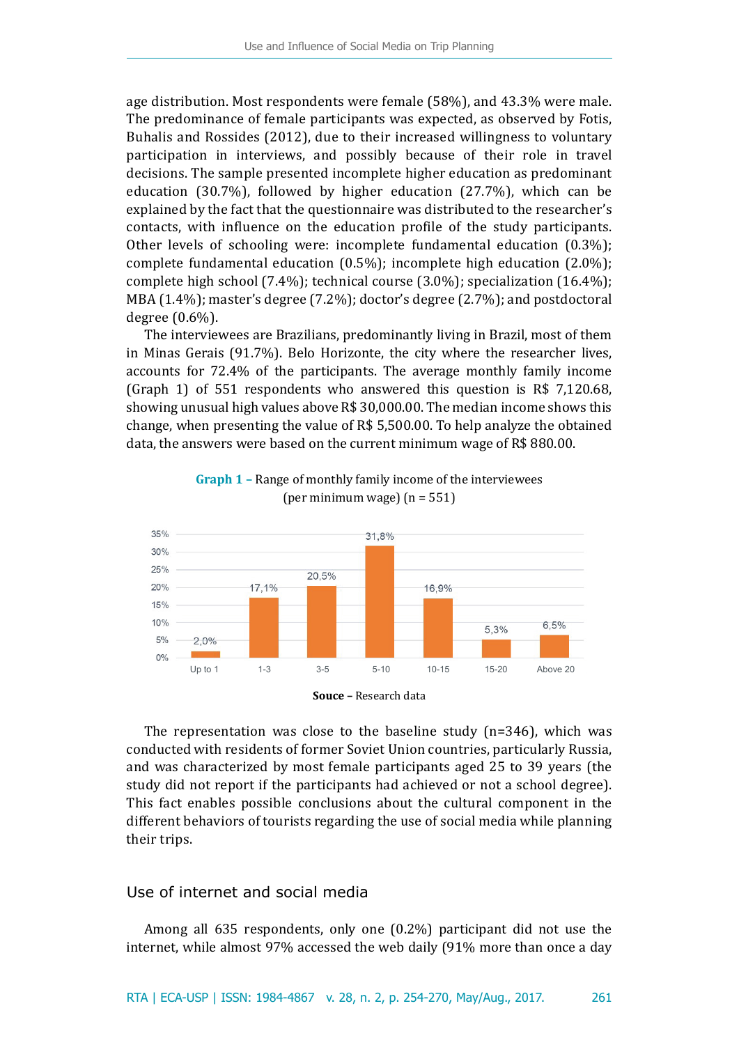age distribution. Most respondents were female (58%), and 43.3% were male. The predominance of female participants was expected, as observed by Fotis, Buhalis and Rossides (2012), due to their increased willingness to voluntary participation in interviews, and possibly because of their role in travel decisions. The sample presented incomplete higher education as predominant education (30.7%), followed by higher education (27.7%), which can be explained by the fact that the questionnaire was distributed to the researcher's contacts, with influence on the education profile of the study participants. Other levels of schooling were: incomplete fundamental education (0.3%); complete fundamental education (0.5%); incomplete high education (2.0%); complete high school (7.4%); technical course (3.0%); specialization (16.4%); MBA (1.4%); master's degree (7.2%); doctor's degree (2.7%); and postdoctoral degree (0.6%).

The interviewees are Brazilians, predominantly living in Brazil, most of them in Minas Gerais (91.7%). Belo Horizonte, the city where the researcher lives, accounts for 72.4% of the participants. The average monthly family income (Graph 1) of 551 respondents who answered this question is R$ 7,120.68, showing unusual high values above R$ 30,000.00. The median income shows this change, when presenting the value of R$ 5,500.00. To help analyze the obtained data, the answers were based on the current minimum wage of R$ 880.00.

**Graph 1 –** Range of monthly family income of the interviewees (per minimum wage) (n = 551)

| Range | % |
|---|---|
| Up to 1 | 2,0% |
| 1-3 | 17,1% |
| 3-5 | 20,5% |
| 5-10 | 31,8% |
| 10-15 | 16,9% |
| 15-20 | 5,3% |
| Above 20 | 6,5% |

**Souce –** Research data

The representation was close to the baseline study (n=346), which was conducted with residents of former Soviet Union countries, particularly Russia, and was characterized by most female participants aged 25 to 39 years (the study did not report if the participants had achieved or not a school degree). This fact enables possible conclusions about the cultural component in the different behaviors of tourists regarding the use of social media while planning their trips.

## Use of internet and social media

Among all 635 respondents, only one (0.2%) participant did not use the internet, while almost 97% accessed the web daily (91% more than once a day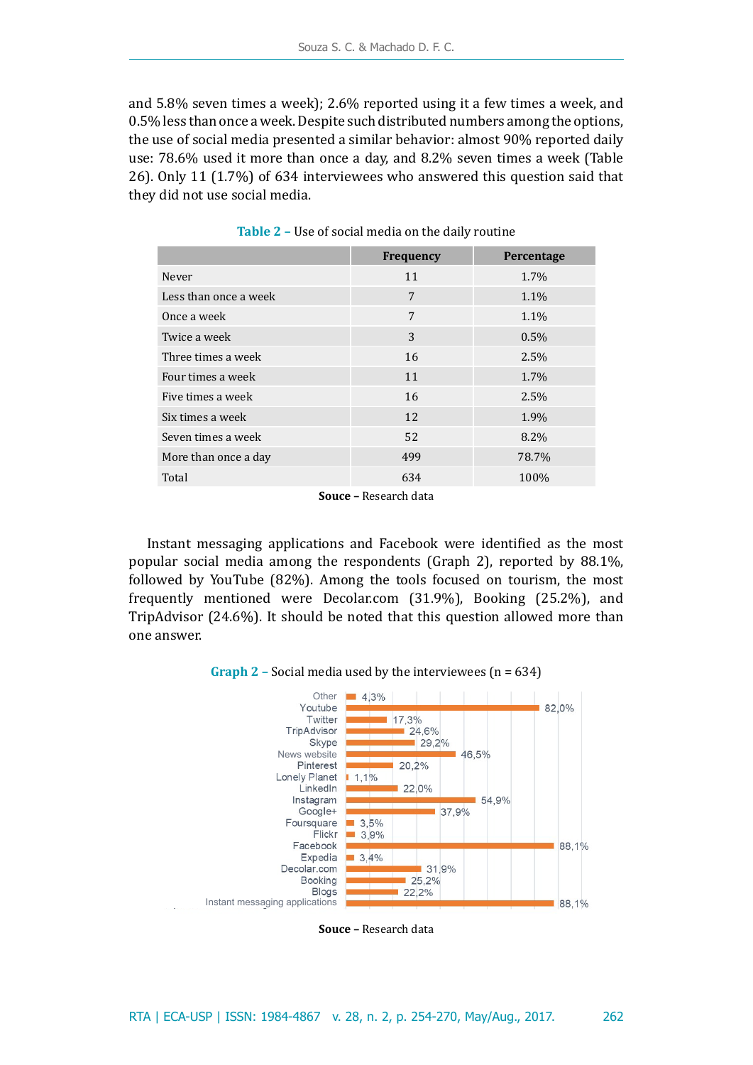and 5.8% seven times a week); 2.6% reported using it a few times a week, and 0.5% less than once a week. Despite such distributed numbers among the options, the use of social media presented a similar behavior: almost 90% reported daily use: 78.6% used it more than once a day, and 8.2% seven times a week (Table 26). Only 11 (1.7%) of 634 interviewees who answered this question said that they did not use social media.

**Table 2 –** Use of social media on the daily routine

| | Frequency | Percentage |
|---|---|---|
| Never | 11 | 1.7% |
| Less than once a week | 7 | 1.1% |
| Once a week | 7 | 1.1% |
| Twice a week | 3 | 0.5% |
| Three times a week | 16 | 2.5% |
| Four times a week | 11 | 1.7% |
| Five times a week | 16 | 2.5% |
| Six times a week | 12 | 1.9% |
| Seven times a week | 52 | 8.2% |
| More than once a day | 499 | 78.7% |
| Total | 634 | 100% |

**Souce –** Research data

Instant messaging applications and Facebook were identified as the most popular social media among the respondents (Graph 2), reported by 88.1%, followed by YouTube (82%). Among the tools focused on tourism, the most frequently mentioned were Decolar.com (31.9%), Booking (25.2%), and TripAdvisor (24.6%). It should be noted that this question allowed more than one answer.

**Graph 2 –** Social media used by the interviewees (n = 634)

| Social media | % |
|---|---|
| Other | 4,3% |
| Youtube | 82,0% |
| Twitter | 17,3% |
| TripAdvisor | 24,6% |
| Skype | 29,2% |
| News website | 46,5% |
| Pinterest | 20,2% |
| Lonely Planet | 1,1% |
| LinkedIn | 22,0% |
| Instagram | 54,9% |
| Google+ | 37,9% |
| Foursquare | 3,5% |
| Flickr | 3,9% |
| Facebook | 88,1% |
| Expedia | 3,4% |
| Decolar.com | 31,9% |
| Booking | 25,2% |
| Blogs | 22,2% |
| Instant messaging applications | 88,1% |

**Souce –** Research data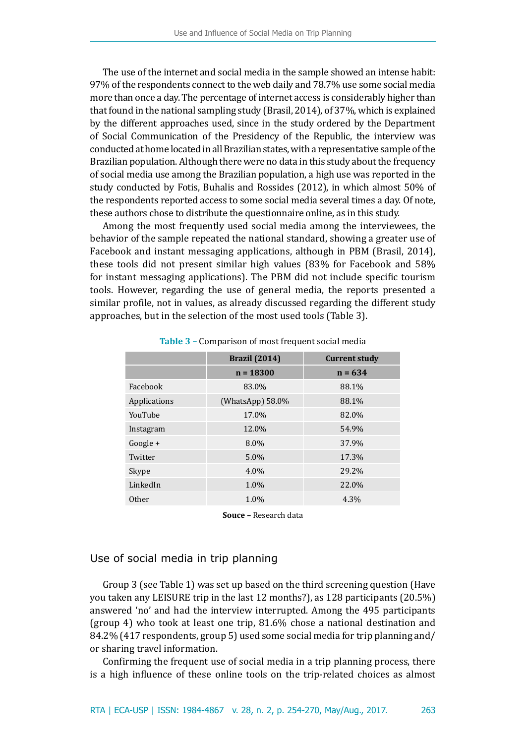The use of the internet and social media in the sample showed an intense habit: 97% of the respondents connect to the web daily and 78.7% use some social media more than once a day. The percentage of internet access is considerably higher than that found in the national sampling study (Brasil, 2014), of 37%, which is explained by the different approaches used, since in the study ordered by the Department of Social Communication of the Presidency of the Republic, the interview was conducted at home located in all Brazilian states, with a representative sample of the Brazilian population. Although there were no data in this study about the frequency of social media use among the Brazilian population, a high use was reported in the study conducted by Fotis, Buhalis and Rossides (2012), in which almost 50% of the respondents reported access to some social media several times a day. Of note, these authors chose to distribute the questionnaire online, as in this study.

Among the most frequently used social media among the interviewees, the behavior of the sample repeated the national standard, showing a greater use of Facebook and instant messaging applications, although in PBM (Brasil, 2014), these tools did not present similar high values (83% for Facebook and 58% for instant messaging applications). The PBM did not include specific tourism tools. However, regarding the use of general media, the reports presented a similar profile, not in values, as already discussed regarding the different study approaches, but in the selection of the most used tools (Table 3).

**Table 3 –** Comparison of most frequent social media

| | Brazil (2014) | Current study |
|---|---|---|
| | n = 18300 | n = 634 |
| Facebook | 83.0% | 88.1% |
| Applications | (WhatsApp) 58.0% | 88.1% |
| YouTube | 17.0% | 82.0% |
| Instagram | 12.0% | 54.9% |
| Google + | 8.0% | 37.9% |
| Twitter | 5.0% | 17.3% |
| Skype | 4.0% | 29.2% |
| LinkedIn | 1.0% | 22.0% |
| Other | 1.0% | 4.3% |

**Souce –** Research data

## Use of social media in trip planning

Group 3 (see Table 1) was set up based on the third screening question (Have you taken any LEISURE trip in the last 12 months?), as 128 participants (20.5%) answered 'no' and had the interview interrupted. Among the 495 participants (group 4) who took at least one trip, 81.6% chose a national destination and 84.2% (417 respondents, group 5) used some social media for trip planning and/or sharing travel information.

Confirming the frequent use of social media in a trip planning process, there is a high influence of these online tools on the trip-related choices as almost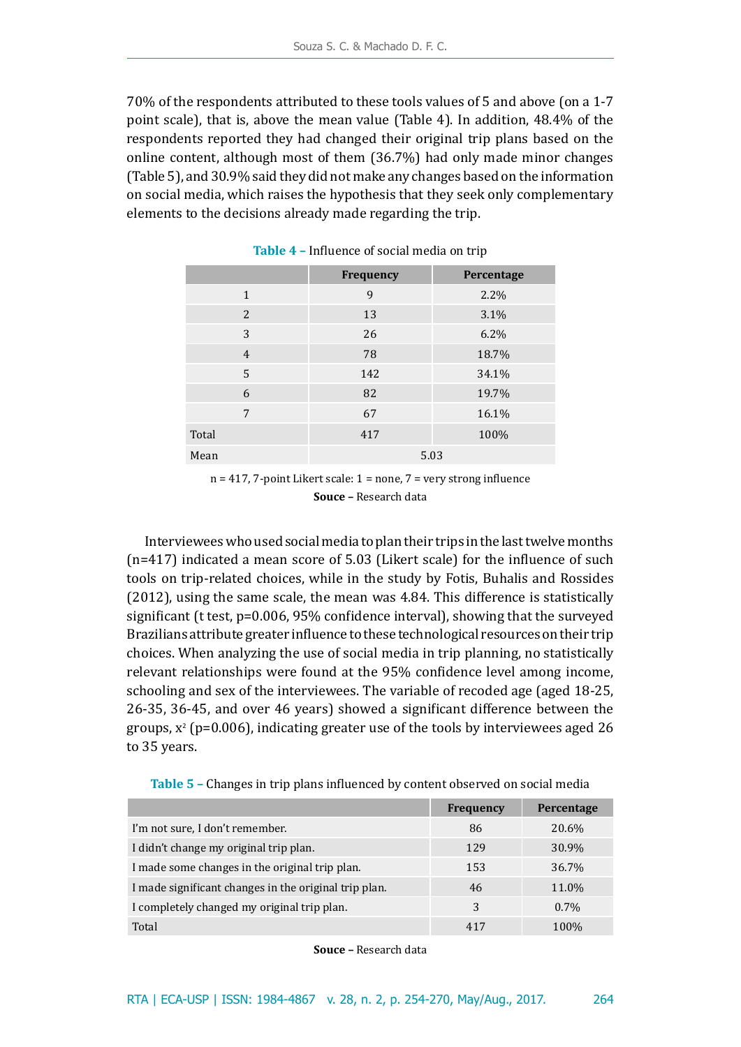70% of the respondents attributed to these tools values of 5 and above (on a 1-7 point scale), that is, above the mean value (Table 4). In addition, 48.4% of the respondents reported they had changed their original trip plans based on the online content, although most of them (36.7%) had only made minor changes (Table 5), and 30.9% said they did not make any changes based on the information on social media, which raises the hypothesis that they seek only complementary elements to the decisions already made regarding the trip.

**Table 4 –** Influence of social media on trip

| | Frequency | Percentage |
|---|---|---|
| 1 | 9 | 2.2% |
| 2 | 13 | 3.1% |
| 3 | 26 | 6.2% |
| 4 | 78 | 18.7% |
| 5 | 142 | 34.1% |
| 6 | 82 | 19.7% |
| 7 | 67 | 16.1% |
| Total | 417 | 100% |
| Mean | 5.03 | |

n = 417, 7-point Likert scale: 1 = none, 7 = very strong influence

**Souce –** Research data

Interviewees who used social media to plan their trips in the last twelve months (n=417) indicated a mean score of 5.03 (Likert scale) for the influence of such tools on trip-related choices, while in the study by Fotis, Buhalis and Rossides (2012), using the same scale, the mean was 4.84. This difference is statistically significant (t test, p=0.006, 95% confidence interval), showing that the surveyed Brazilians attribute greater influence to these technological resources on their trip choices. When analyzing the use of social media in trip planning, no statistically relevant relationships were found at the 95% confidence level among income, schooling and sex of the interviewees. The variable of recoded age (aged 18-25, 26-35, 36-45, and over 46 years) showed a significant difference between the groups, $x^2$ (p=0.006), indicating greater use of the tools by interviewees aged 26 to 35 years.

**Table 5 –** Changes in trip plans influenced by content observed on social media

| | Frequency | Percentage |
|---|---|---|
| I'm not sure, I don't remember. | 86 | 20.6% |
| I didn't change my original trip plan. | 129 | 30.9% |
| I made some changes in the original trip plan. | 153 | 36.7% |
| I made significant changes in the original trip plan. | 46 | 11.0% |
| I completely changed my original trip plan. | 3 | 0.7% |
| Total | 417 | 100% |

**Souce –** Research data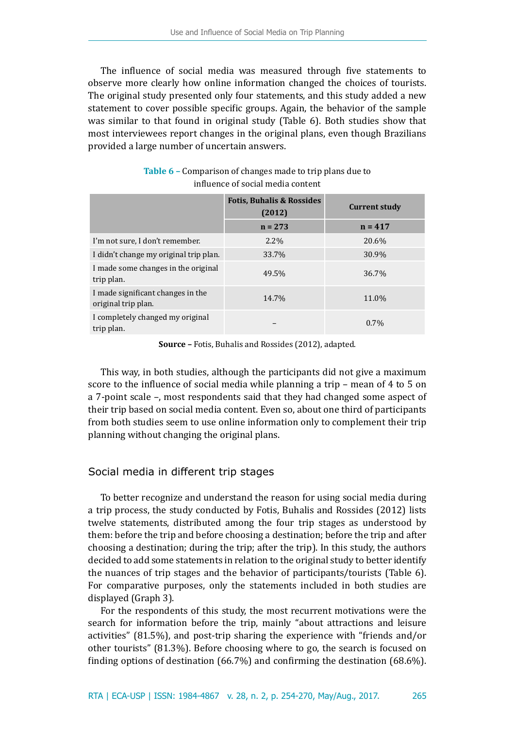The influence of social media was measured through five statements to observe more clearly how online information changed the choices of tourists. The original study presented only four statements, and this study added a new statement to cover possible specific groups. Again, the behavior of the sample was similar to that found in original study (Table 6). Both studies show that most interviewees report changes in the original plans, even though Brazilians provided a large number of uncertain answers.

**Table 6 –** Comparison of changes made to trip plans due to influence of social media content

| | Fotis, Buhalis & Rossides (2012) | Current study |
|---|---|---|
| | n = 273 | n = 417 |
| I'm not sure, I don't remember. | 2.2% | 20.6% |
| I didn't change my original trip plan. | 33.7% | 30.9% |
| I made some changes in the original trip plan. | 49.5% | 36.7% |
| I made significant changes in the original trip plan. | 14.7% | 11.0% |
| I completely changed my original trip plan. | – | 0.7% |

**Source –** Fotis, Buhalis and Rossides (2012), adapted.

This way, in both studies, although the participants did not give a maximum score to the influence of social media while planning a trip – mean of 4 to 5 on a 7-point scale –, most respondents said that they had changed some aspect of their trip based on social media content. Even so, about one third of participants from both studies seem to use online information only to complement their trip planning without changing the original plans.

## Social media in different trip stages

To better recognize and understand the reason for using social media during a trip process, the study conducted by Fotis, Buhalis and Rossides (2012) lists twelve statements, distributed among the four trip stages as understood by them: before the trip and before choosing a destination; before the trip and after choosing a destination; during the trip; after the trip). In this study, the authors decided to add some statements in relation to the original study to better identify the nuances of trip stages and the behavior of participants/tourists (Table 6). For comparative purposes, only the statements included in both studies are displayed (Graph 3).

For the respondents of this study, the most recurrent motivations were the search for information before the trip, mainly "about attractions and leisure activities" (81.5%), and post-trip sharing the experience with "friends and/or other tourists" (81.3%). Before choosing where to go, the search is focused on finding options of destination (66.7%) and confirming the destination (68.6%).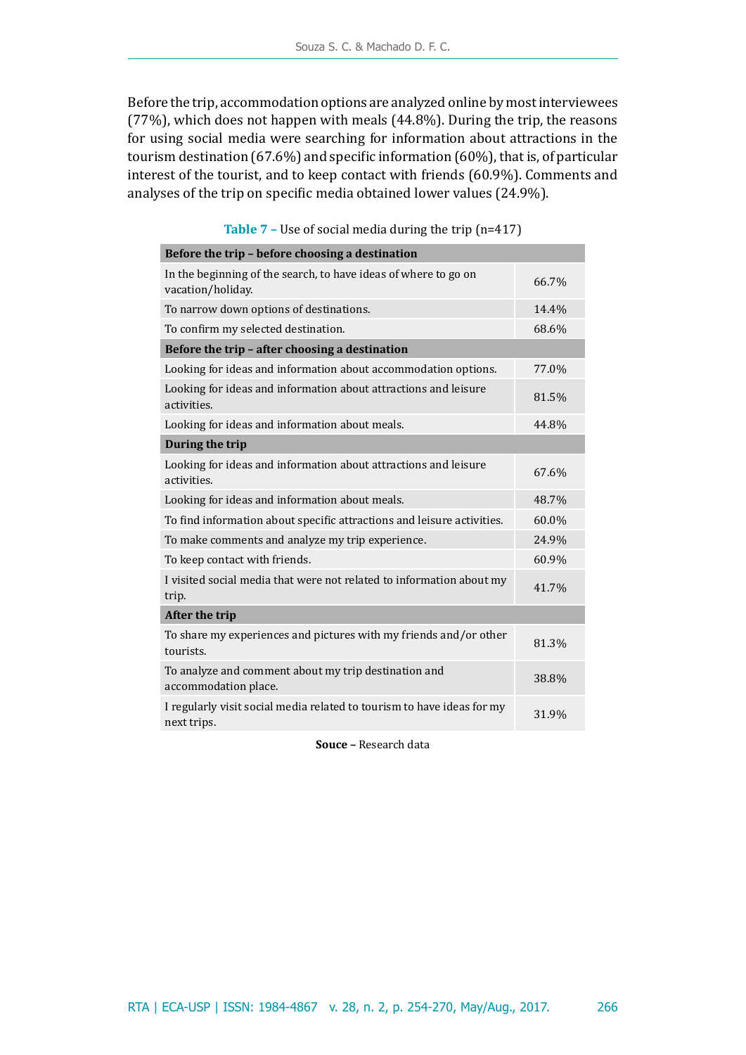Before the trip, accommodation options are analyzed online by most interviewees (77%), which does not happen with meals (44.8%). During the trip, the reasons for using social media were searching for information about attractions in the tourism destination (67.6%) and specific information (60%), that is, of particular interest of the tourist, and to keep contact with friends (60.9%). Comments and analyses of the trip on specific media obtained lower values (24.9%).

**Table 7 –** Use of social media during the trip (n=417)

| **Before the trip – before choosing a destination** | |
|---|---|
| In the beginning of the search, to have ideas of where to go on vacation/holiday. | 66.7% |
| To narrow down options of destinations. | 14.4% |
| To confirm my selected destination. | 68.6% |
| **Before the trip – after choosing a destination** | |
| Looking for ideas and information about accommodation options. | 77.0% |
| Looking for ideas and information about attractions and leisure activities. | 81.5% |
| Looking for ideas and information about meals. | 44.8% |
| **During the trip** | |
| Looking for ideas and information about attractions and leisure activities. | 67.6% |
| Looking for ideas and information about meals. | 48.7% |
| To find information about specific attractions and leisure activities. | 60.0% |
| To make comments and analyze my trip experience. | 24.9% |
| To keep contact with friends. | 60.9% |
| I visited social media that were not related to information about my trip. | 41.7% |
| **After the trip** | |
| To share my experiences and pictures with my friends and/or other tourists. | 81.3% |
| To analyze and comment about my trip destination and accommodation place. | 38.8% |
| I regularly visit social media related to tourism to have ideas for my next trips. | 31.9% |

**Souce –** Research data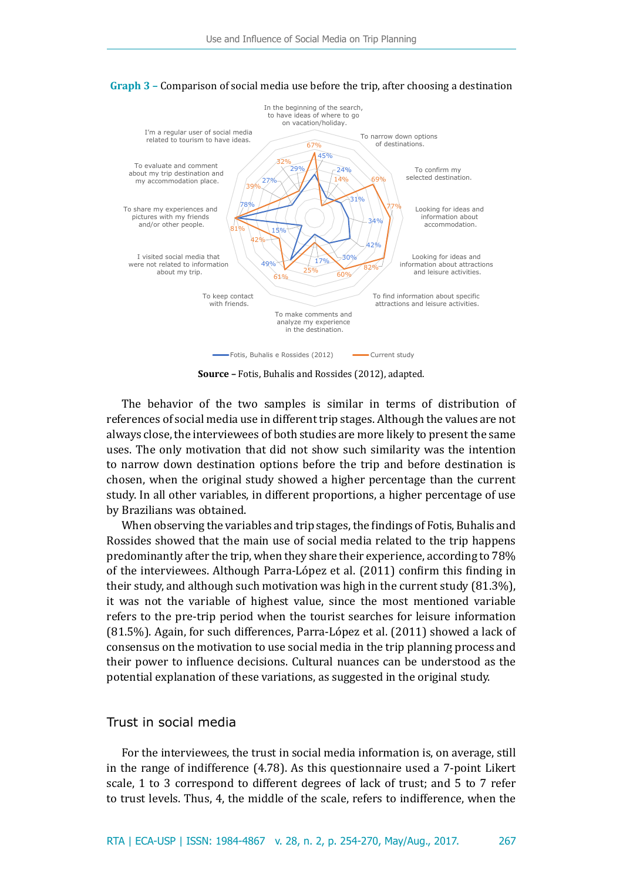**Graph 3 –** Comparison of social media use before the trip, after choosing a destination

**Source –** Fotis, Buhalis and Rossides (2012), adapted.

The behavior of the two samples is similar in terms of distribution of references of social media use in different trip stages. Although the values are not always close, the interviewees of both studies are more likely to present the same uses. The only motivation that did not show such similarity was the intention to narrow down destination options before the trip and before destination is chosen, when the original study showed a higher percentage than the current study. In all other variables, in different proportions, a higher percentage of use by Brazilians was obtained.

When observing the variables and trip stages, the findings of Fotis, Buhalis and Rossides showed that the main use of social media related to the trip happens predominantly after the trip, when they share their experience, according to 78% of the interviewees. Although Parra-López et al. (2011) confirm this finding in their study, and although such motivation was high in the current study (81.3%), it was not the variable of highest value, since the most mentioned variable refers to the pre-trip period when the tourist searches for leisure information (81.5%). Again, for such differences, Parra-López et al. (2011) showed a lack of consensus on the motivation to use social media in the trip planning process and their power to influence decisions. Cultural nuances can be understood as the potential explanation of these variations, as suggested in the original study.

## Trust in social media

For the interviewees, the trust in social media information is, on average, still in the range of indifference (4.78). As this questionnaire used a 7-point Likert scale, 1 to 3 correspond to different degrees of lack of trust; and 5 to 7 refer to trust levels. Thus, 4, the middle of the scale, refers to indifference, when the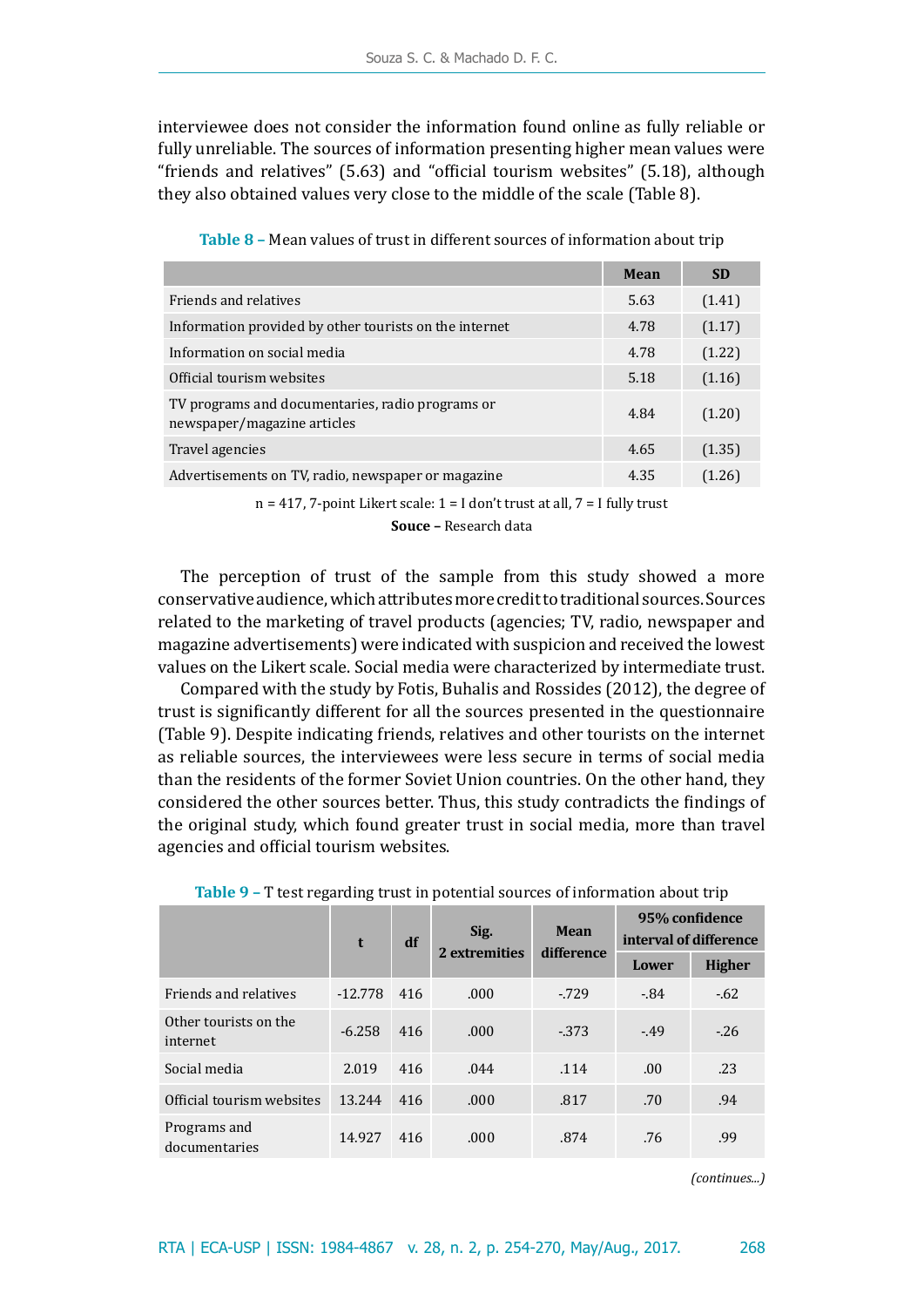interviewee does not consider the information found online as fully reliable or fully unreliable. The sources of information presenting higher mean values were "friends and relatives" (5.63) and "official tourism websites" (5.18), although they also obtained values very close to the middle of the scale (Table 8).

**Table 8 –** Mean values of trust in different sources of information about trip

| | Mean | SD |
|---|---|---|
| Friends and relatives | 5.63 | (1.41) |
| Information provided by other tourists on the internet | 4.78 | (1.17) |
| Information on social media | 4.78 | (1.22) |
| Official tourism websites | 5.18 | (1.16) |
| TV programs and documentaries, radio programs or newspaper/magazine articles | 4.84 | (1.20) |
| Travel agencies | 4.65 | (1.35) |
| Advertisements on TV, radio, newspaper or magazine | 4.35 | (1.26) |

n = 417, 7-point Likert scale: 1 = I don't trust at all, 7 = I fully trust

**Souce –** Research data

The perception of trust of the sample from this study showed a more conservative audience, which attributes more credit to traditional sources. Sources related to the marketing of travel products (agencies; TV, radio, newspaper and magazine advertisements) were indicated with suspicion and received the lowest values on the Likert scale. Social media were characterized by intermediate trust.

Compared with the study by Fotis, Buhalis and Rossides (2012), the degree of trust is significantly different for all the sources presented in the questionnaire (Table 9). Despite indicating friends, relatives and other tourists on the internet as reliable sources, the interviewees were less secure in terms of social media than the residents of the former Soviet Union countries. On the other hand, they considered the other sources better. Thus, this study contradicts the findings of the original study, which found greater trust in social media, more than travel agencies and official tourism websites.

**Table 9 –** T test regarding trust in potential sources of information about trip

| | t | df | Sig. 2 extremities | Mean difference | 95% confidence interval of difference | |
|---|---|---|---|---|---|---|
| | | | | | Lower | Higher |
| Friends and relatives | -12.778 | 416 | .000 | -.729 | -.84 | -.62 |
| Other tourists on the internet | -6.258 | 416 | .000 | -.373 | -.49 | -.26 |
| Social media | 2.019 | 416 | .044 | .114 | .00 | .23 |
| Official tourism websites | 13.244 | 416 | .000 | .817 | .70 | .94 |
| Programs and documentaries | 14.927 | 416 | .000 | .874 | .76 | .99 |

*(continues...)*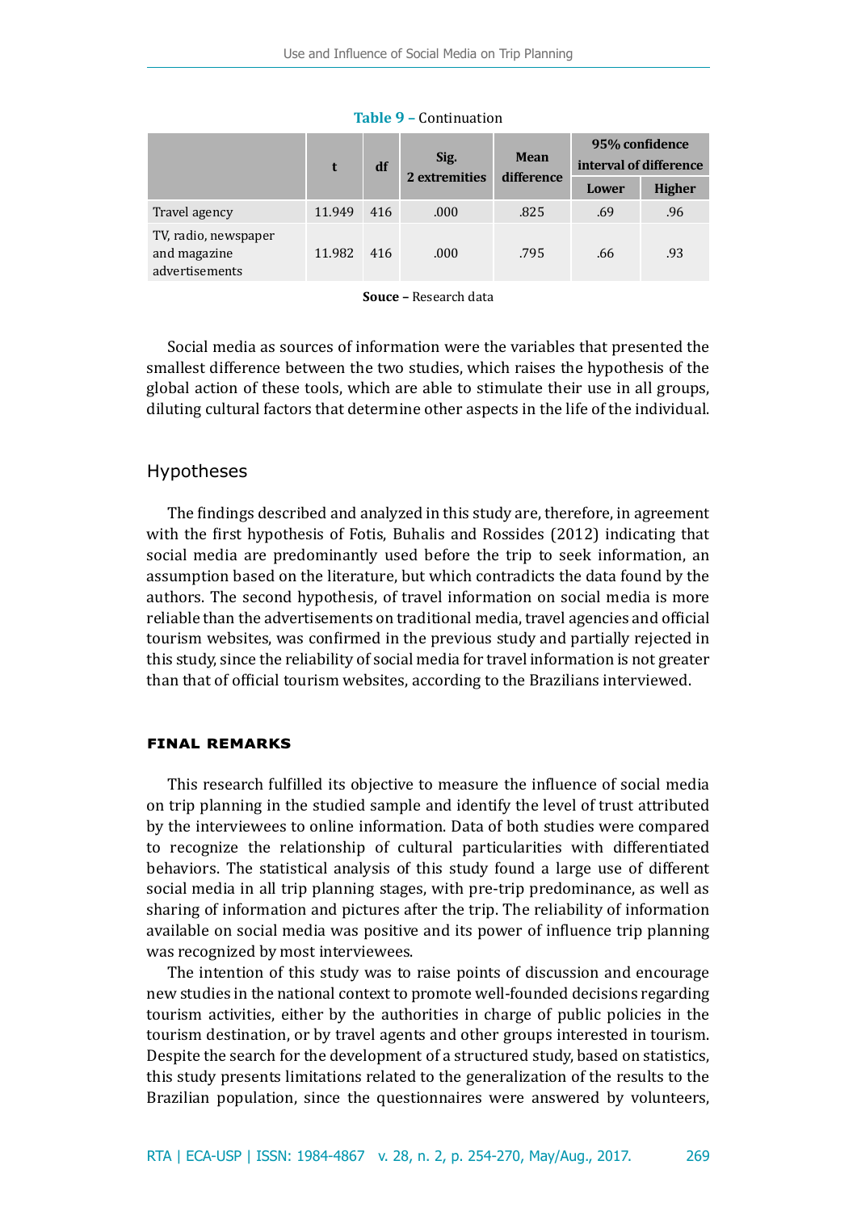**Table 9 –** Continuation

| | t | df | Sig. 2 extremities | Mean difference | 95% confidence interval of difference | |
|---|---|---|---|---|---|---|
| | | | | | Lower | Higher |
| Travel agency | 11.949 | 416 | .000 | .825 | .69 | .96 |
| TV, radio, newspaper and magazine advertisements | 11.982 | 416 | .000 | .795 | .66 | .93 |

**Souce –** Research data

Social media as sources of information were the variables that presented the smallest difference between the two studies, which raises the hypothesis of the global action of these tools, which are able to stimulate their use in all groups, diluting cultural factors that determine other aspects in the life of the individual.

### Hypotheses

The findings described and analyzed in this study are, therefore, in agreement with the first hypothesis of Fotis, Buhalis and Rossides (2012) indicating that social media are predominantly used before the trip to seek information, an assumption based on the literature, but which contradicts the data found by the authors. The second hypothesis, of travel information on social media is more reliable than the advertisements on traditional media, travel agencies and official tourism websites, was confirmed in the previous study and partially rejected in this study, since the reliability of social media for travel information is not greater than that of official tourism websites, according to the Brazilians interviewed.

## FINAL REMARKS

This research fulfilled its objective to measure the influence of social media on trip planning in the studied sample and identify the level of trust attributed by the interviewees to online information. Data of both studies were compared to recognize the relationship of cultural particularities with differentiated behaviors. The statistical analysis of this study found a large use of different social media in all trip planning stages, with pre-trip predominance, as well as sharing of information and pictures after the trip. The reliability of information available on social media was positive and its power of influence trip planning was recognized by most interviewees.

The intention of this study was to raise points of discussion and encourage new studies in the national context to promote well-founded decisions regarding tourism activities, either by the authorities in charge of public policies in the tourism destination, or by travel agents and other groups interested in tourism. Despite the search for the development of a structured study, based on statistics, this study presents limitations related to the generalization of the results to the Brazilian population, since the questionnaires were answered by volunteers,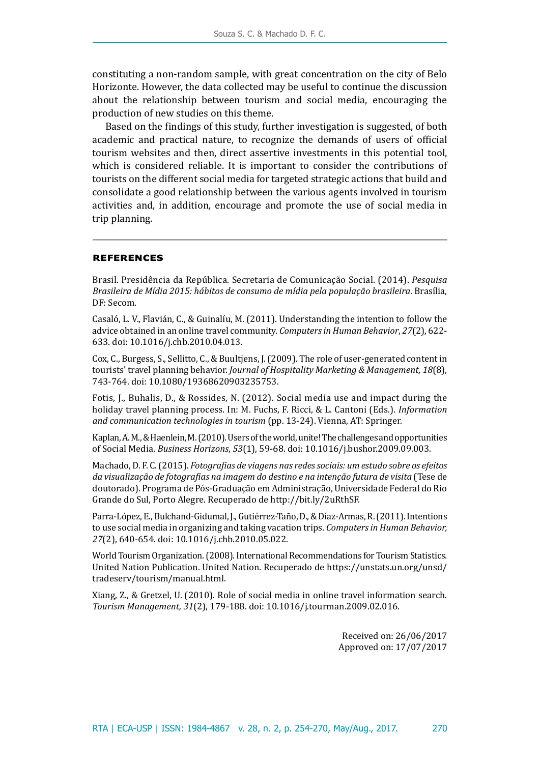constituting a non-random sample, with great concentration on the city of Belo Horizonte. However, the data collected may be useful to continue the discussion about the relationship between tourism and social media, encouraging the production of new studies on this theme.

Based on the findings of this study, further investigation is suggested, of both academic and practical nature, to recognize the demands of users of official tourism websites and then, direct assertive investments in this potential tool, which is considered reliable. It is important to consider the contributions of tourists on the different social media for targeted strategic actions that build and consolidate a good relationship between the various agents involved in tourism activities and, in addition, encourage and promote the use of social media in trip planning.

## REFERENCES

Brasil. Presidência da República. Secretaria de Comunicação Social. (2014). *Pesquisa Brasileira de Mídia 2015: hábitos de consumo de mídia pela população brasileira*. Brasília, DF: Secom.

Casaló, L. V., Flavián, C., & Guinalíu, M. (2011). Understanding the intention to follow the advice obtained in an online travel community. *Computers in Human Behavior*, *27*(2), 622-633. doi: 10.1016/j.chb.2010.04.013.

Cox, C., Burgess, S., Sellitto, C., & Buultjens, J. (2009). The role of user-generated content in tourists' travel planning behavior. *Journal of Hospitality Marketing & Management, 18*(8), 743-764. doi: 10.1080/19368620903235753.

Fotis, J., Buhalis, D., & Rossides, N. (2012). Social media use and impact during the holiday travel planning process. In: M. Fuchs, F. Ricci, & L. Cantoni (Eds.). *Information and communication technologies in tourism* (pp. 13-24). Vienna, AT: Springer.

Kaplan, A. M., & Haenlein, M. (2010). Users of the world, unite! The challenges and opportunities of Social Media. *Business Horizons*, *53*(1), 59-68. doi: 10.1016/j.bushor.2009.09.003.

Machado, D. F. C. (2015). *Fotografias de viagens nas redes sociais: um estudo sobre os efeitos da visualização de fotografias na imagem do destino e na intenção futura de visita* (Tese de doutorado). Programa de Pós-Graduação em Administração, Universidade Federal do Rio Grande do Sul, Porto Alegre. Recuperado de http://bit.ly/2uRthSF.

Parra-López, E., Bulchand-Gidumal, J., Gutiérrez-Taño, D., & Díaz-Armas, R. (2011). Intentions to use social media in organizing and taking vacation trips. *Computers in Human Behavior, 27*(2), 640-654. doi: 10.1016/j.chb.2010.05.022.

World Tourism Organization. (2008). International Recommendations for Tourism Statistics. United Nation Publication. United Nation. Recuperado de https://unstats.un.org/unsd/tradeserv/tourism/manual.html.

Xiang, Z., & Gretzel, U. (2010). Role of social media in online travel information search. *Tourism Management, 31*(2), 179-188. doi: 10.1016/j.tourman.2009.02.016.

Received on: 26/06/2017
Approved on: 17/07/2017